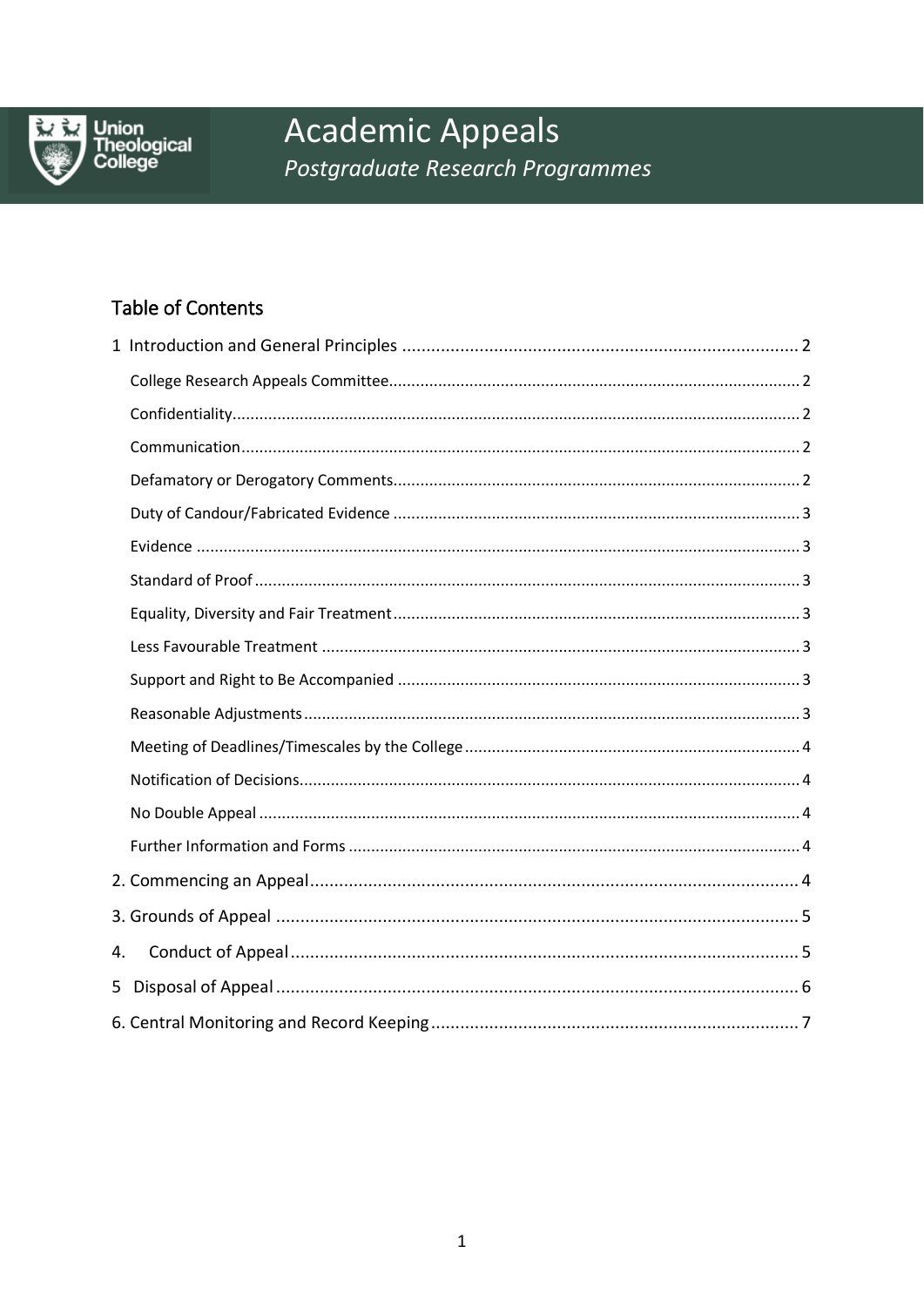Union Theological College

# Academic Appeals

*Postgraduate Research Programmes*

## Table of Contents

1 Introduction and General Principles ........ 2

- College Research Appeals Committee ........ 2
- Confidentiality ........ 2
- Communication ........ 2
- Defamatory or Derogatory Comments ........ 2
- Duty of Candour/Fabricated Evidence ........ 3
- Evidence ........ 3
- Standard of Proof ........ 3
- Equality, Diversity and Fair Treatment ........ 3
- Less Favourable Treatment ........ 3
- Support and Right to Be Accompanied ........ 3
- Reasonable Adjustments ........ 3
- Meeting of Deadlines/Timescales by the College ........ 4
- Notification of Decisions ........ 4
- No Double Appeal ........ 4
- Further Information and Forms ........ 4

2. Commencing an Appeal ........ 4

3. Grounds of Appeal ........ 5

4. Conduct of Appeal ........ 5

5 Disposal of Appeal ........ 6

6. Central Monitoring and Record Keeping ........ 7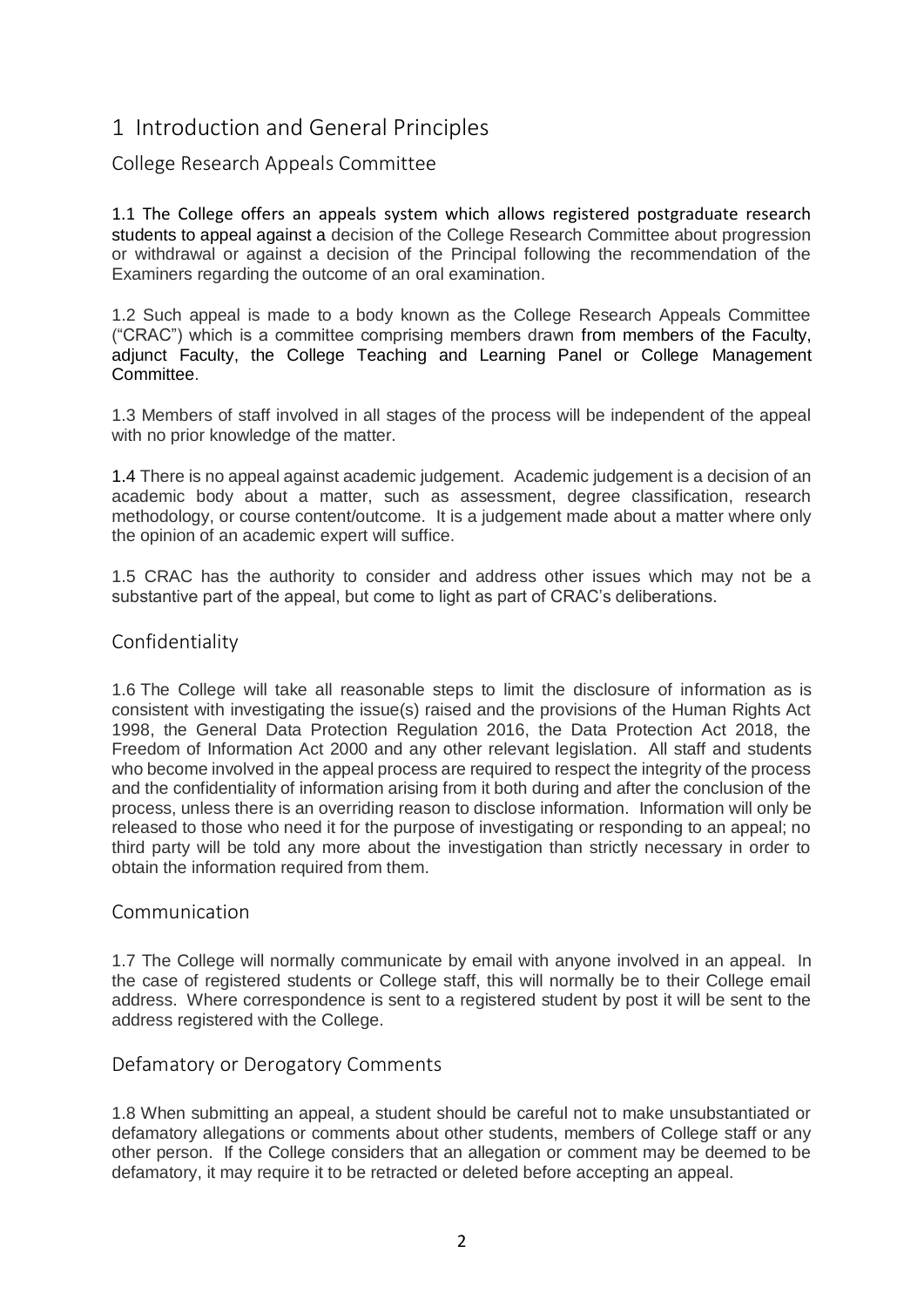# 1 Introduction and General Principles

## College Research Appeals Committee

1.1 The College offers an appeals system which allows registered postgraduate research students to appeal against a decision of the College Research Committee about progression or withdrawal or against a decision of the Principal following the recommendation of the Examiners regarding the outcome of an oral examination.

1.2 Such appeal is made to a body known as the College Research Appeals Committee ("CRAC") which is a committee comprising members drawn from members of the Faculty, adjunct Faculty, the College Teaching and Learning Panel or College Management Committee.

1.3 Members of staff involved in all stages of the process will be independent of the appeal with no prior knowledge of the matter.

1.4 There is no appeal against academic judgement. Academic judgement is a decision of an academic body about a matter, such as assessment, degree classification, research methodology, or course content/outcome. It is a judgement made about a matter where only the opinion of an academic expert will suffice.

1.5 CRAC has the authority to consider and address other issues which may not be a substantive part of the appeal, but come to light as part of CRAC's deliberations.

## Confidentiality

1.6 The College will take all reasonable steps to limit the disclosure of information as is consistent with investigating the issue(s) raised and the provisions of the Human Rights Act 1998, the General Data Protection Regulation 2016, the Data Protection Act 2018, the Freedom of Information Act 2000 and any other relevant legislation. All staff and students who become involved in the appeal process are required to respect the integrity of the process and the confidentiality of information arising from it both during and after the conclusion of the process, unless there is an overriding reason to disclose information. Information will only be released to those who need it for the purpose of investigating or responding to an appeal; no third party will be told any more about the investigation than strictly necessary in order to obtain the information required from them.

## Communication

1.7 The College will normally communicate by email with anyone involved in an appeal. In the case of registered students or College staff, this will normally be to their College email address. Where correspondence is sent to a registered student by post it will be sent to the address registered with the College.

## Defamatory or Derogatory Comments

1.8 When submitting an appeal, a student should be careful not to make unsubstantiated or defamatory allegations or comments about other students, members of College staff or any other person. If the College considers that an allegation or comment may be deemed to be defamatory, it may require it to be retracted or deleted before accepting an appeal.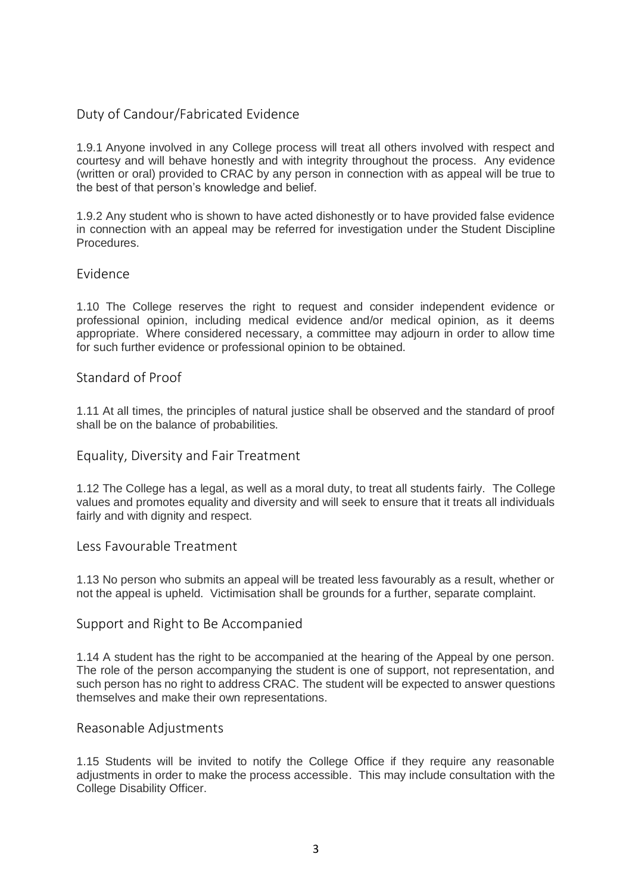## Duty of Candour/Fabricated Evidence

1.9.1 Anyone involved in any College process will treat all others involved with respect and courtesy and will behave honestly and with integrity throughout the process. Any evidence (written or oral) provided to CRAC by any person in connection with as appeal will be true to the best of that person's knowledge and belief.

1.9.2 Any student who is shown to have acted dishonestly or to have provided false evidence in connection with an appeal may be referred for investigation under the Student Discipline Procedures.

## Evidence

1.10 The College reserves the right to request and consider independent evidence or professional opinion, including medical evidence and/or medical opinion, as it deems appropriate. Where considered necessary, a committee may adjourn in order to allow time for such further evidence or professional opinion to be obtained.

## Standard of Proof

1.11 At all times, the principles of natural justice shall be observed and the standard of proof shall be on the balance of probabilities.

## Equality, Diversity and Fair Treatment

1.12 The College has a legal, as well as a moral duty, to treat all students fairly. The College values and promotes equality and diversity and will seek to ensure that it treats all individuals fairly and with dignity and respect.

## Less Favourable Treatment

1.13 No person who submits an appeal will be treated less favourably as a result, whether or not the appeal is upheld. Victimisation shall be grounds for a further, separate complaint.

## Support and Right to Be Accompanied

1.14 A student has the right to be accompanied at the hearing of the Appeal by one person. The role of the person accompanying the student is one of support, not representation, and such person has no right to address CRAC. The student will be expected to answer questions themselves and make their own representations.

## Reasonable Adjustments

1.15 Students will be invited to notify the College Office if they require any reasonable adjustments in order to make the process accessible. This may include consultation with the College Disability Officer.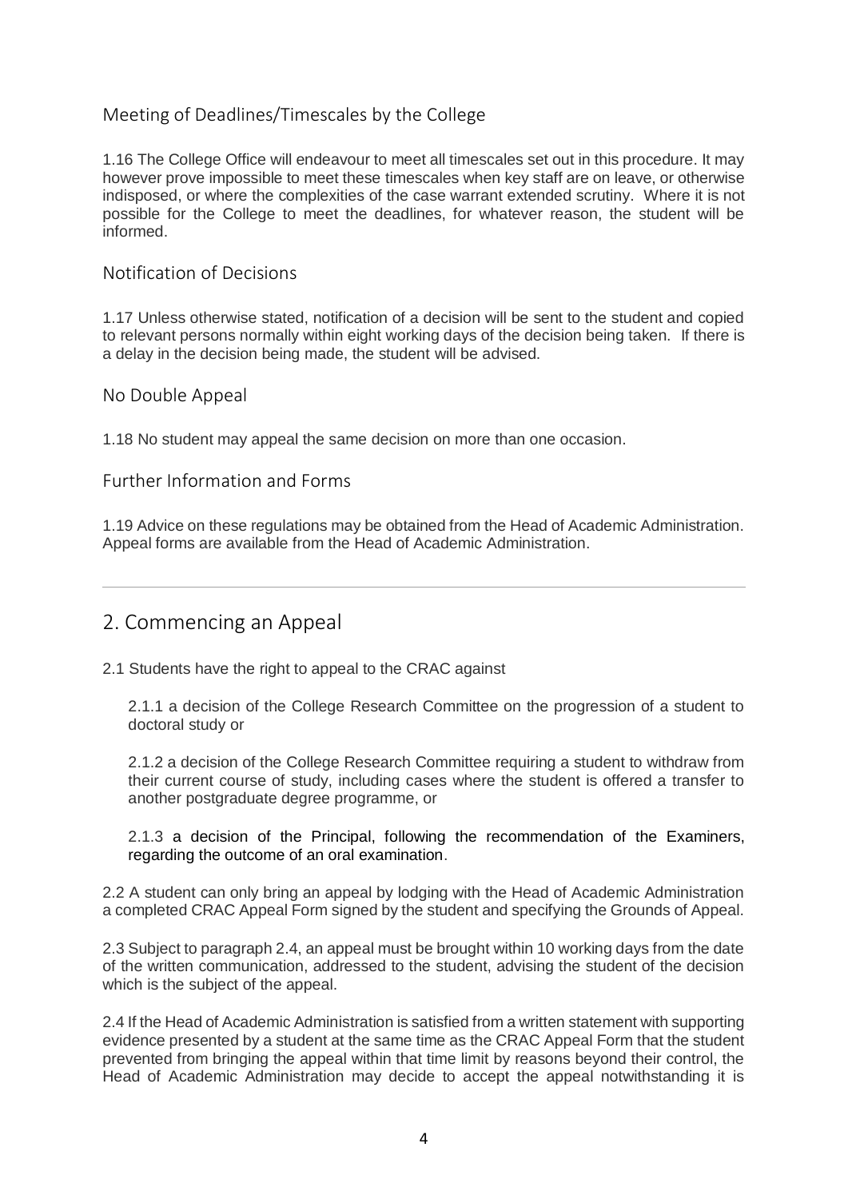### Meeting of Deadlines/Timescales by the College

1.16 The College Office will endeavour to meet all timescales set out in this procedure. It may however prove impossible to meet these timescales when key staff are on leave, or otherwise indisposed, or where the complexities of the case warrant extended scrutiny. Where it is not possible for the College to meet the deadlines, for whatever reason, the student will be informed.

### Notification of Decisions

1.17 Unless otherwise stated, notification of a decision will be sent to the student and copied to relevant persons normally within eight working days of the decision being taken. If there is a delay in the decision being made, the student will be advised.

### No Double Appeal

1.18 No student may appeal the same decision on more than one occasion.

### Further Information and Forms

1.19 Advice on these regulations may be obtained from the Head of Academic Administration. Appeal forms are available from the Head of Academic Administration.

---

## 2. Commencing an Appeal

2.1 Students have the right to appeal to the CRAC against

2.1.1 a decision of the College Research Committee on the progression of a student to doctoral study or

2.1.2 a decision of the College Research Committee requiring a student to withdraw from their current course of study, including cases where the student is offered a transfer to another postgraduate degree programme, or

2.1.3 a decision of the Principal, following the recommendation of the Examiners, regarding the outcome of an oral examination.

2.2 A student can only bring an appeal by lodging with the Head of Academic Administration a completed CRAC Appeal Form signed by the student and specifying the Grounds of Appeal.

2.3 Subject to paragraph 2.4, an appeal must be brought within 10 working days from the date of the written communication, addressed to the student, advising the student of the decision which is the subject of the appeal.

2.4 If the Head of Academic Administration is satisfied from a written statement with supporting evidence presented by a student at the same time as the CRAC Appeal Form that the student prevented from bringing the appeal within that time limit by reasons beyond their control, the Head of Academic Administration may decide to accept the appeal notwithstanding it is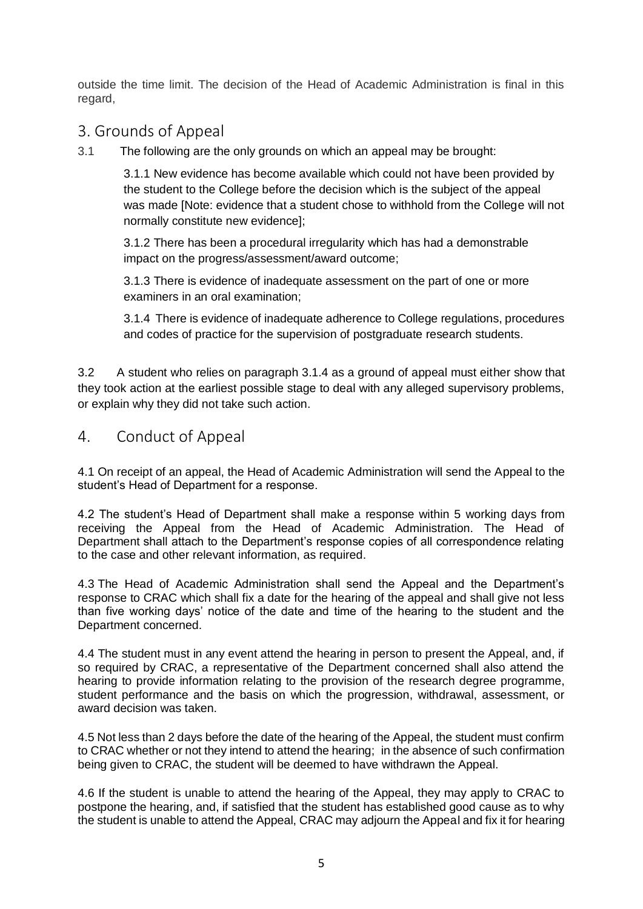outside the time limit. The decision of the Head of Academic Administration is final in this regard,

## 3. Grounds of Appeal

3.1 The following are the only grounds on which an appeal may be brought:

3.1.1 New evidence has become available which could not have been provided by the student to the College before the decision which is the subject of the appeal was made [Note: evidence that a student chose to withhold from the College will not normally constitute new evidence];

3.1.2 There has been a procedural irregularity which has had a demonstrable impact on the progress/assessment/award outcome;

3.1.3 There is evidence of inadequate assessment on the part of one or more examiners in an oral examination;

3.1.4 There is evidence of inadequate adherence to College regulations, procedures and codes of practice for the supervision of postgraduate research students.

3.2 A student who relies on paragraph 3.1.4 as a ground of appeal must either show that they took action at the earliest possible stage to deal with any alleged supervisory problems, or explain why they did not take such action.

## 4. Conduct of Appeal

4.1 On receipt of an appeal, the Head of Academic Administration will send the Appeal to the student's Head of Department for a response.

4.2 The student's Head of Department shall make a response within 5 working days from receiving the Appeal from the Head of Academic Administration. The Head of Department shall attach to the Department's response copies of all correspondence relating to the case and other relevant information, as required.

4.3 The Head of Academic Administration shall send the Appeal and the Department's response to CRAC which shall fix a date for the hearing of the appeal and shall give not less than five working days' notice of the date and time of the hearing to the student and the Department concerned.

4.4 The student must in any event attend the hearing in person to present the Appeal, and, if so required by CRAC, a representative of the Department concerned shall also attend the hearing to provide information relating to the provision of the research degree programme, student performance and the basis on which the progression, withdrawal, assessment, or award decision was taken.

4.5 Not less than 2 days before the date of the hearing of the Appeal, the student must confirm to CRAC whether or not they intend to attend the hearing; in the absence of such confirmation being given to CRAC, the student will be deemed to have withdrawn the Appeal.

4.6 If the student is unable to attend the hearing of the Appeal, they may apply to CRAC to postpone the hearing, and, if satisfied that the student has established good cause as to why the student is unable to attend the Appeal, CRAC may adjourn the Appeal and fix it for hearing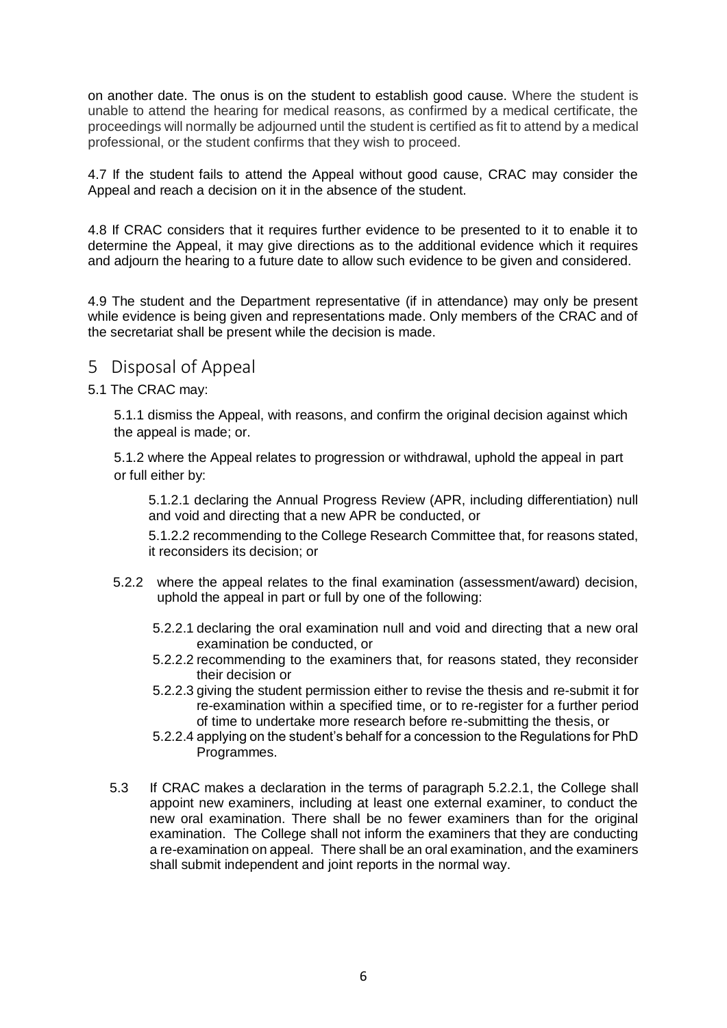on another date. The onus is on the student to establish good cause. Where the student is unable to attend the hearing for medical reasons, as confirmed by a medical certificate, the proceedings will normally be adjourned until the student is certified as fit to attend by a medical professional, or the student confirms that they wish to proceed.

4.7 If the student fails to attend the Appeal without good cause, CRAC may consider the Appeal and reach a decision on it in the absence of the student.

4.8 If CRAC considers that it requires further evidence to be presented to it to enable it to determine the Appeal, it may give directions as to the additional evidence which it requires and adjourn the hearing to a future date to allow such evidence to be given and considered.

4.9 The student and the Department representative (if in attendance) may only be present while evidence is being given and representations made. Only members of the CRAC and of the secretariat shall be present while the decision is made.

## 5 Disposal of Appeal

5.1 The CRAC may:

5.1.1 dismiss the Appeal, with reasons, and confirm the original decision against which the appeal is made; or.

5.1.2 where the Appeal relates to progression or withdrawal, uphold the appeal in part or full either by:

5.1.2.1 declaring the Annual Progress Review (APR, including differentiation) null and void and directing that a new APR be conducted, or

5.1.2.2 recommending to the College Research Committee that, for reasons stated, it reconsiders its decision; or

5.2.2 where the appeal relates to the final examination (assessment/award) decision, uphold the appeal in part or full by one of the following:

5.2.2.1 declaring the oral examination null and void and directing that a new oral examination be conducted, or

5.2.2.2 recommending to the examiners that, for reasons stated, they reconsider their decision or

5.2.2.3 giving the student permission either to revise the thesis and re-submit it for re-examination within a specified time, or to re-register for a further period of time to undertake more research before re-submitting the thesis, or

5.2.2.4 applying on the student's behalf for a concession to the Regulations for PhD Programmes.

5.3 If CRAC makes a declaration in the terms of paragraph 5.2.2.1, the College shall appoint new examiners, including at least one external examiner, to conduct the new oral examination. There shall be no fewer examiners than for the original examination. The College shall not inform the examiners that they are conducting a re-examination on appeal. There shall be an oral examination, and the examiners shall submit independent and joint reports in the normal way.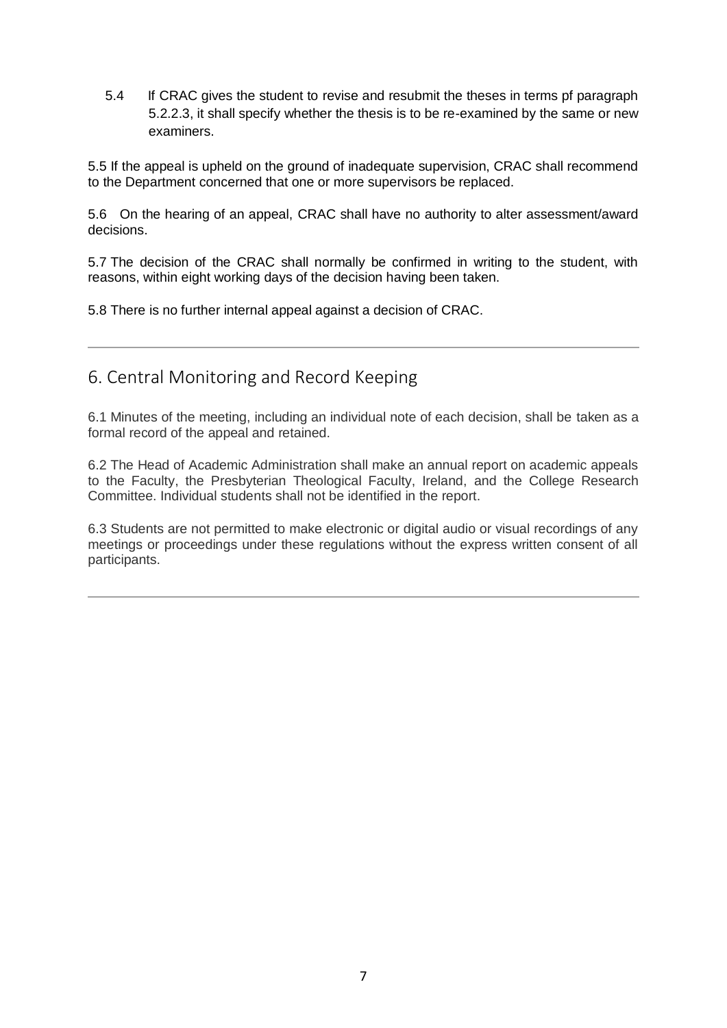5.4 If CRAC gives the student to revise and resubmit the theses in terms pf paragraph 5.2.2.3, it shall specify whether the thesis is to be re-examined by the same or new examiners.

5.5 If the appeal is upheld on the ground of inadequate supervision, CRAC shall recommend to the Department concerned that one or more supervisors be replaced.

5.6 On the hearing of an appeal, CRAC shall have no authority to alter assessment/award decisions.

5.7 The decision of the CRAC shall normally be confirmed in writing to the student, with reasons, within eight working days of the decision having been taken.

5.8 There is no further internal appeal against a decision of CRAC.

---

## 6. Central Monitoring and Record Keeping

6.1 Minutes of the meeting, including an individual note of each decision, shall be taken as a formal record of the appeal and retained.

6.2 The Head of Academic Administration shall make an annual report on academic appeals to the Faculty, the Presbyterian Theological Faculty, Ireland, and the College Research Committee. Individual students shall not be identified in the report.

6.3 Students are not permitted to make electronic or digital audio or visual recordings of any meetings or proceedings under these regulations without the express written consent of all participants.

---